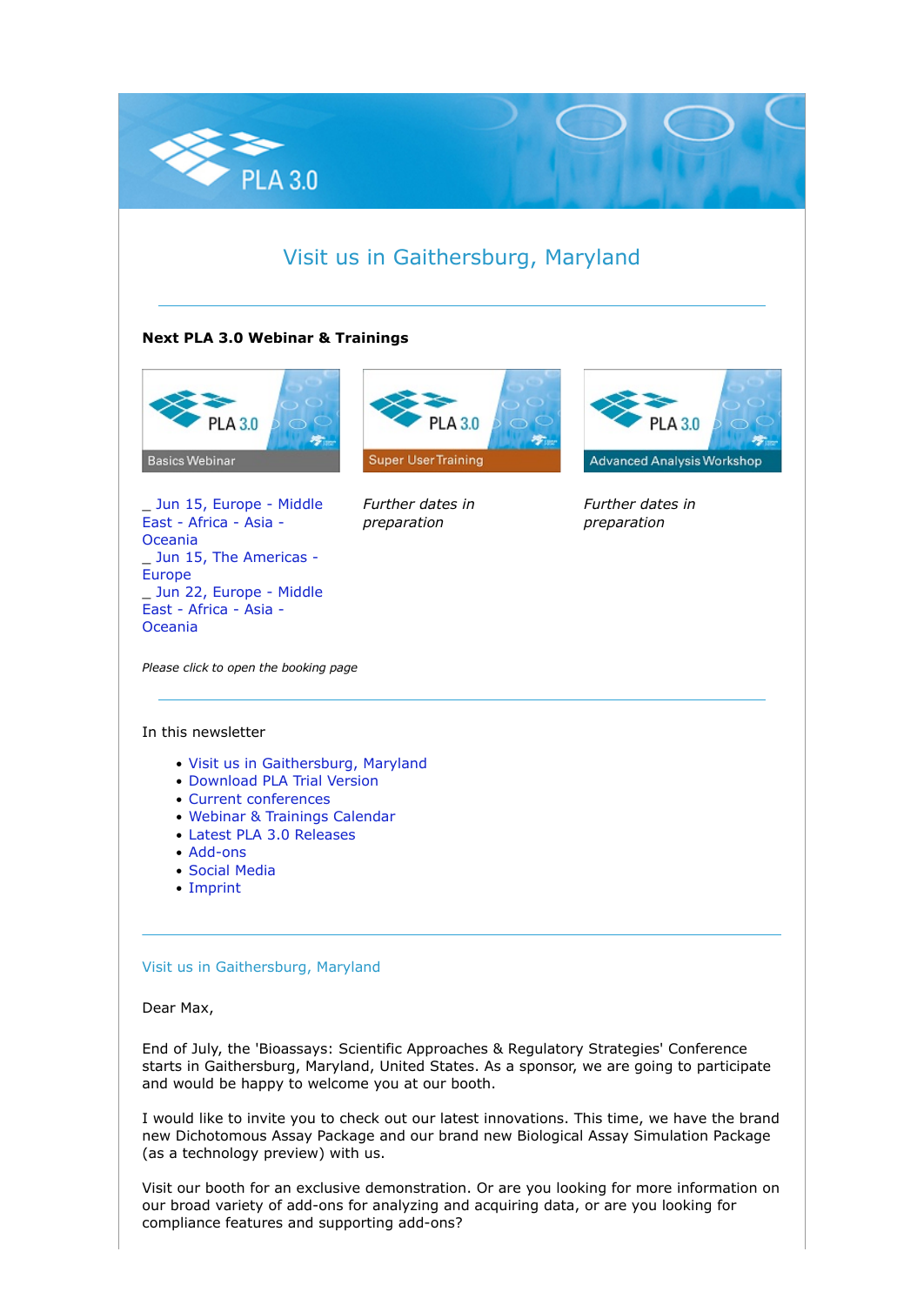# Visit us in Gaithersburg, Maryland

**Next PLA 3.0 Webinar & Trainings**

Basics Webinar

_ Jun 15, Europe - Middle East - Africa - Asia - Oceania
_ Jun 15, The Americas - Europe
_ Jun 22, Europe - Middle East - Africa - Asia - Oceania

Super User Training

*Further dates in preparation*

Advanced Analysis Workshop

*Further dates in preparation*

*Please click to open the booking page*

In this newsletter

- Visit us in Gaithersburg, Maryland
- Download PLA Trial Version
- Current conferences
- Webinar & Trainings Calendar
- Latest PLA 3.0 Releases
- Add-ons
- Social Media
- Imprint

## Visit us in Gaithersburg, Maryland

Dear Max,

End of July, the 'Bioassays: Scientific Approaches & Regulatory Strategies' Conference starts in Gaithersburg, Maryland, United States. As a sponsor, we are going to participate and would be happy to welcome you at our booth.

I would like to invite you to check out our latest innovations. This time, we have the brand new Dichotomous Assay Package and our brand new Biological Assay Simulation Package (as a technology preview) with us.

Visit our booth for an exclusive demonstration. Or are you looking for more information on our broad variety of add-ons for analyzing and acquiring data, or are you looking for compliance features and supporting add-ons?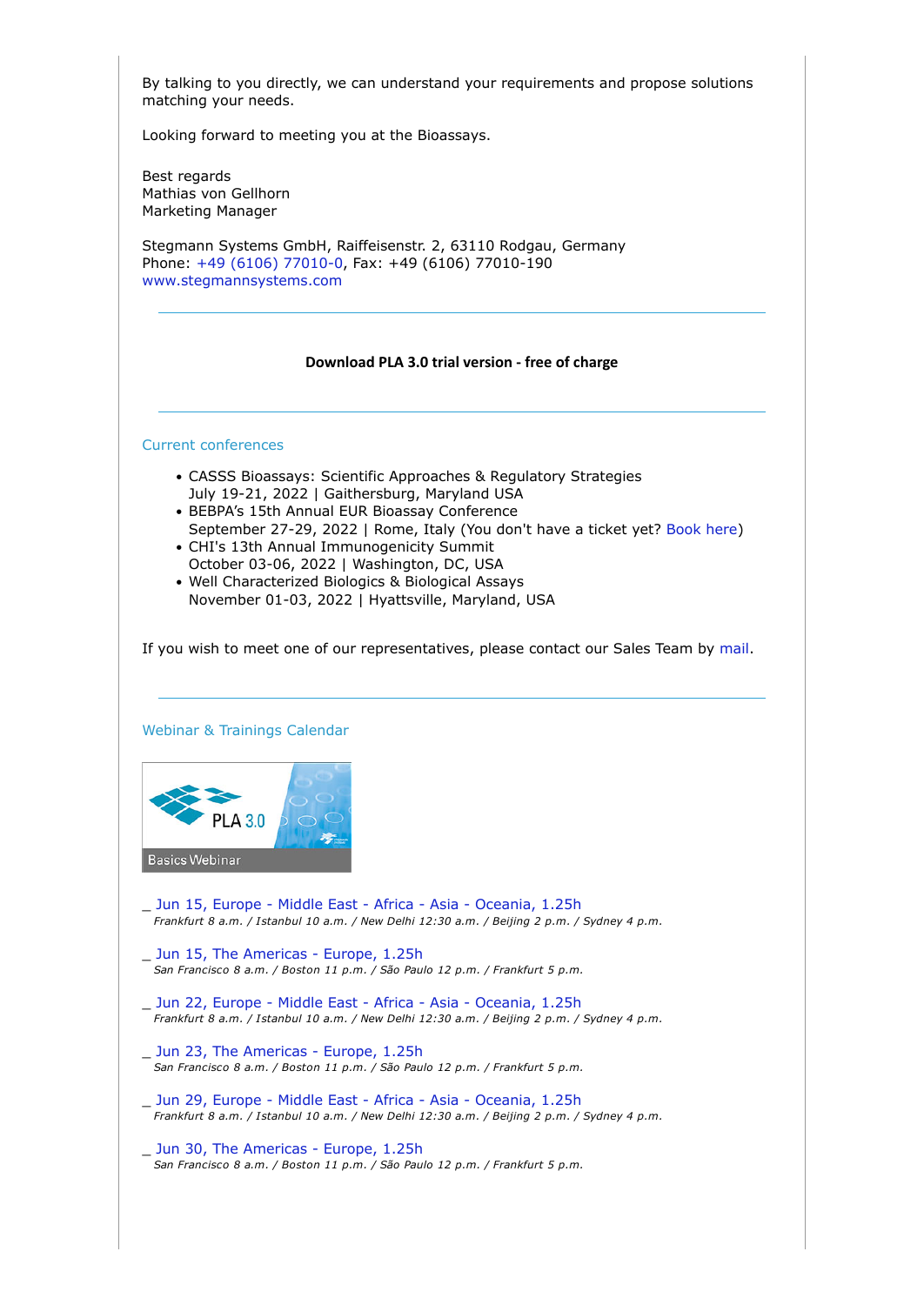By talking to you directly, we can understand your requirements and propose solutions matching your needs.

Looking forward to meeting you at the Bioassays.

Best regards
Mathias von Gellhorn
Marketing Manager

Stegmann Systems GmbH, Raiffeisenstr. 2, 63110 Rodgau, Germany
Phone: +49 (6106) 77010-0, Fax: +49 (6106) 77010-190
www.stegmannsystems.com

---

**Download PLA 3.0 trial version - free of charge**

---

## Current conferences

- CASSS Bioassays: Scientific Approaches & Regulatory Strategies
  July 19-21, 2022 | Gaithersburg, Maryland USA
- BEBPA's 15th Annual EUR Bioassay Conference
  September 27-29, 2022 | Rome, Italy (You don't have a ticket yet? Book here)
- CHI's 13th Annual Immunogenicity Summit
  October 03-06, 2022 | Washington, DC, USA
- Well Characterized Biologics & Biological Assays
  November 01-03, 2022 | Hyattsville, Maryland, USA

If you wish to meet one of our representatives, please contact our Sales Team by mail.

---

## Webinar & Trainings Calendar

PLA 3.0

Basics Webinar

_ Jun 15, Europe - Middle East - Africa - Asia - Oceania, 1.25h
*Frankfurt 8 a.m. / Istanbul 10 a.m. / New Delhi 12:30 a.m. / Beijing 2 p.m. / Sydney 4 p.m.*

_ Jun 15, The Americas - Europe, 1.25h
*San Francisco 8 a.m. / Boston 11 p.m. / São Paulo 12 p.m. / Frankfurt 5 p.m.*

_ Jun 22, Europe - Middle East - Africa - Asia - Oceania, 1.25h
*Frankfurt 8 a.m. / Istanbul 10 a.m. / New Delhi 12:30 a.m. / Beijing 2 p.m. / Sydney 4 p.m.*

_ Jun 23, The Americas - Europe, 1.25h
*San Francisco 8 a.m. / Boston 11 p.m. / São Paulo 12 p.m. / Frankfurt 5 p.m.*

_ Jun 29, Europe - Middle East - Africa - Asia - Oceania, 1.25h
*Frankfurt 8 a.m. / Istanbul 10 a.m. / New Delhi 12:30 a.m. / Beijing 2 p.m. / Sydney 4 p.m.*

_ Jun 30, The Americas - Europe, 1.25h
*San Francisco 8 a.m. / Boston 11 p.m. / São Paulo 12 p.m. / Frankfurt 5 p.m.*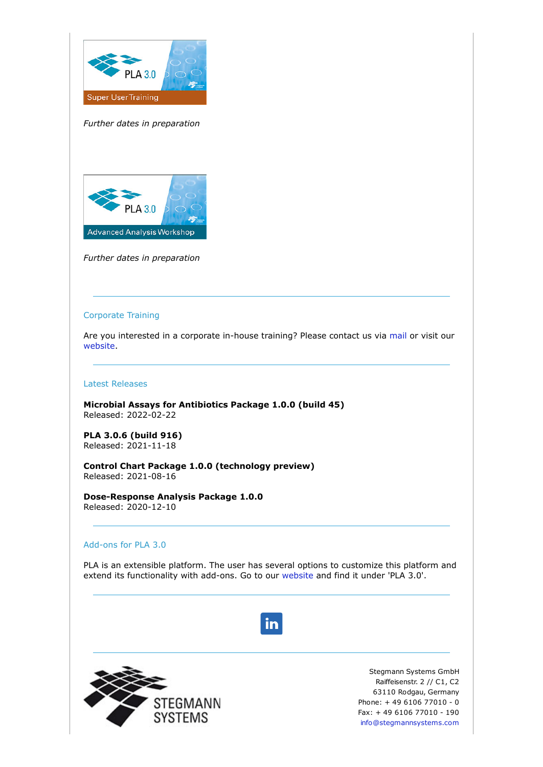PLA 3.0

Super User Training

*Further dates in preparation*

PLA 3.0

Advanced Analysis Workshop

*Further dates in preparation*

---

## Corporate Training

Are you interested in a corporate in-house training? Please contact us via mail or visit our website.

---

## Latest Releases

**Microbial Assays for Antibiotics Package 1.0.0 (build 45)**
Released: 2022-02-22

**PLA 3.0.6 (build 916)**
Released: 2021-11-18

**Control Chart Package 1.0.0 (technology preview)**
Released: 2021-08-16

**Dose-Response Analysis Package 1.0.0**
Released: 2020-12-10

---

## Add-ons for PLA 3.0

PLA is an extensible platform. The user has several options to customize this platform and extend its functionality with add-ons. Go to our website and find it under 'PLA 3.0'.

---

STEGMANN SYSTEMS

Stegmann Systems GmbH
Raiffeisenstr. 2 // C1, C2
63110 Rodgau, Germany
Phone: + 49 6106 77010 - 0
Fax: + 49 6106 77010 - 190
info@stegmannsystems.com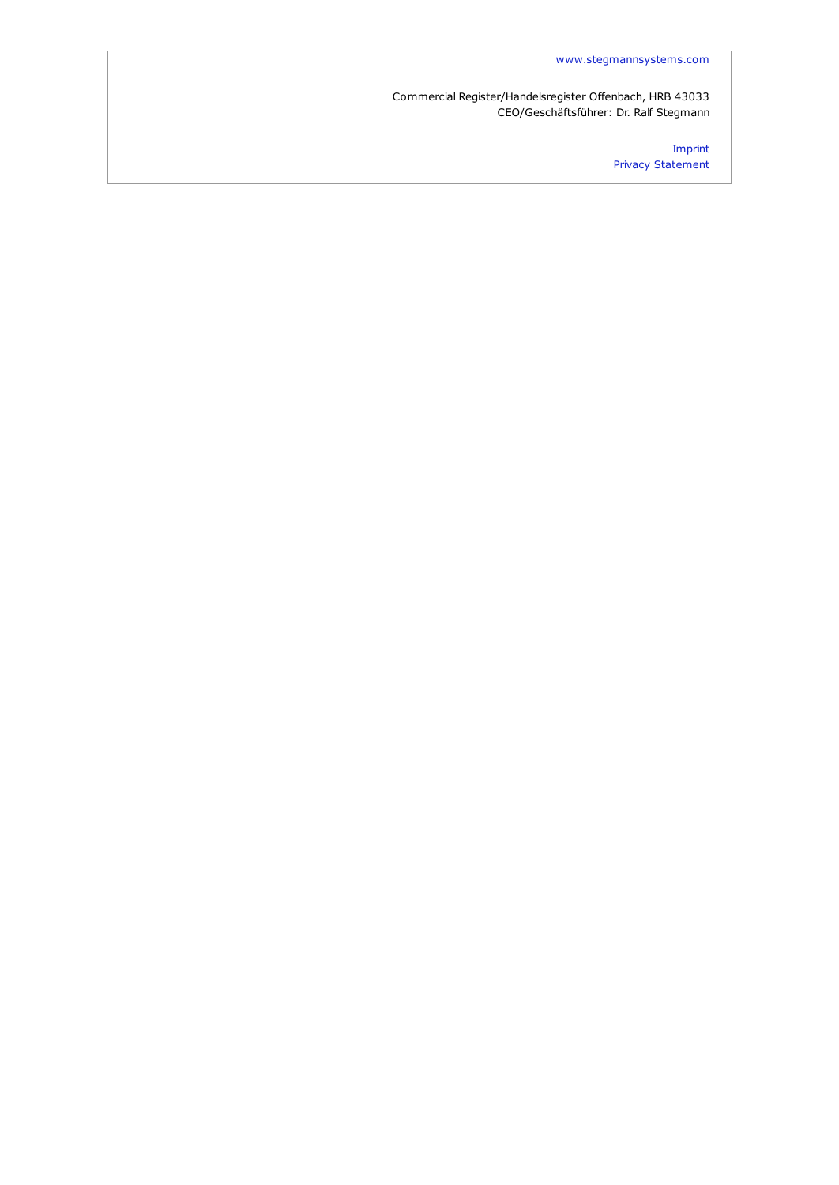www.stegmannsystems.com

Commercial Register/Handelsregister Offenbach, HRB 43033
CEO/Geschäftsführer: Dr. Ralf Stegmann

Imprint
Privacy Statement